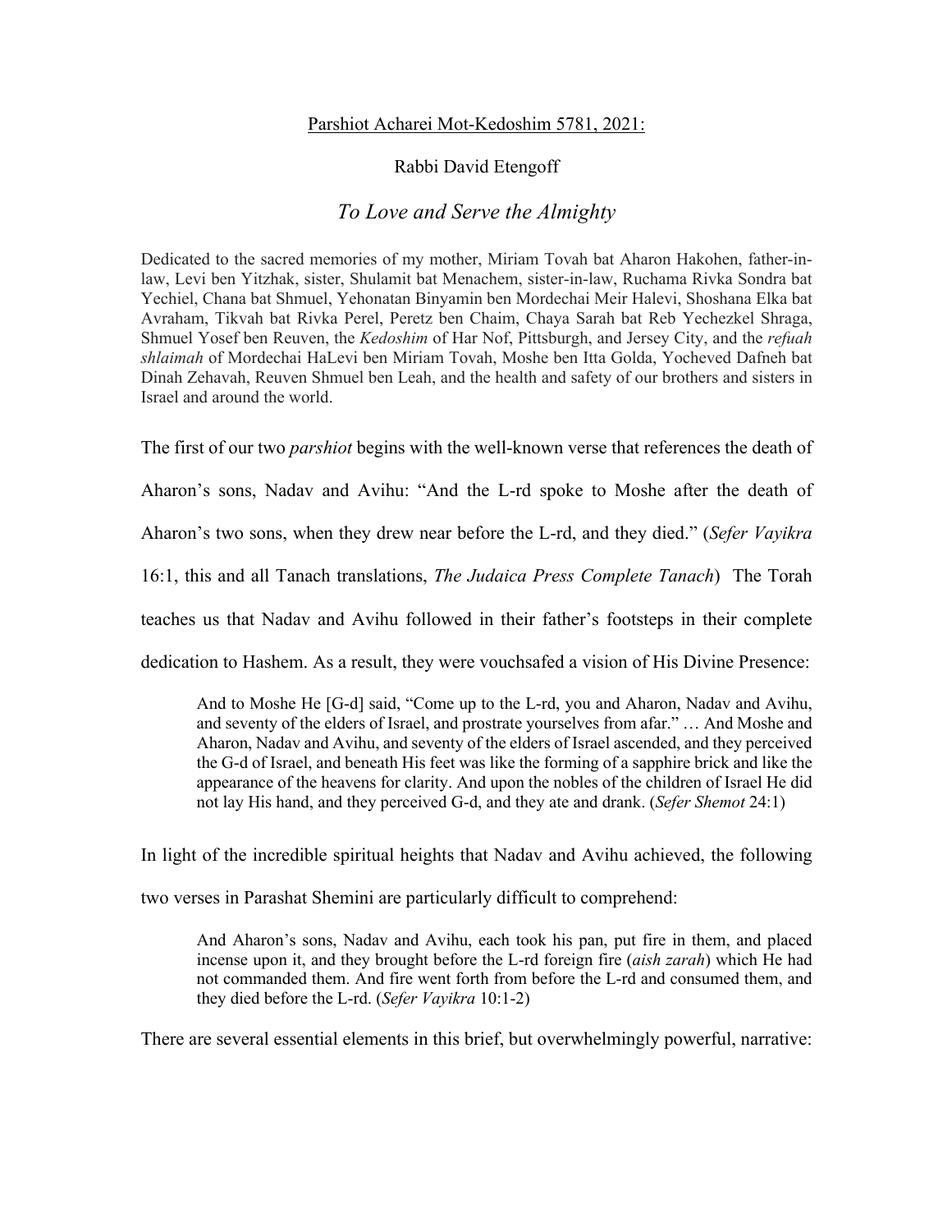Parshiot Acharei Mot-Kedoshim 5781, 2021:

Rabbi David Etengoff

# *To Love and Serve the Almighty*

Dedicated to the sacred memories of my mother, Miriam Tovah bat Aharon Hakohen, father-in-law, Levi ben Yitzhak, sister, Shulamit bat Menachem, sister-in-law, Ruchama Rivka Sondra bat Yechiel, Chana bat Shmuel, Yehonatan Binyamin ben Mordechai Meir Halevi, Shoshana Elka bat Avraham, Tikvah bat Rivka Perel, Peretz ben Chaim, Chaya Sarah bat Reb Yechezkel Shraga, Shmuel Yosef ben Reuven, the *Kedoshim* of Har Nof, Pittsburgh, and Jersey City, and the *refuah shlaimah* of Mordechai HaLevi ben Miriam Tovah, Moshe ben Itta Golda, Yocheved Dafneh bat Dinah Zehavah, Reuven Shmuel ben Leah, and the health and safety of our brothers and sisters in Israel and around the world.

The first of our two *parshiot* begins with the well-known verse that references the death of Aharon's sons, Nadav and Avihu: "And the L-rd spoke to Moshe after the death of Aharon's two sons, when they drew near before the L-rd, and they died." (*Sefer Vayikra* 16:1, this and all Tanach translations, *The Judaica Press Complete Tanach*) The Torah teaches us that Nadav and Avihu followed in their father's footsteps in their complete dedication to Hashem. As a result, they were vouchsafed a vision of His Divine Presence:

> And to Moshe He [G-d] said, "Come up to the L-rd, you and Aharon, Nadav and Avihu, and seventy of the elders of Israel, and prostrate yourselves from afar." … And Moshe and Aharon, Nadav and Avihu, and seventy of the elders of Israel ascended, and they perceived the G-d of Israel, and beneath His feet was like the forming of a sapphire brick and like the appearance of the heavens for clarity. And upon the nobles of the children of Israel He did not lay His hand, and they perceived G-d, and they ate and drank. (*Sefer Shemot* 24:1)

In light of the incredible spiritual heights that Nadav and Avihu achieved, the following two verses in Parashat Shemini are particularly difficult to comprehend:

> And Aharon's sons, Nadav and Avihu, each took his pan, put fire in them, and placed incense upon it, and they brought before the L-rd foreign fire (*aish zarah*) which He had not commanded them. And fire went forth from before the L-rd and consumed them, and they died before the L-rd. (*Sefer Vayikra* 10:1-2)

There are several essential elements in this brief, but overwhelmingly powerful, narrative: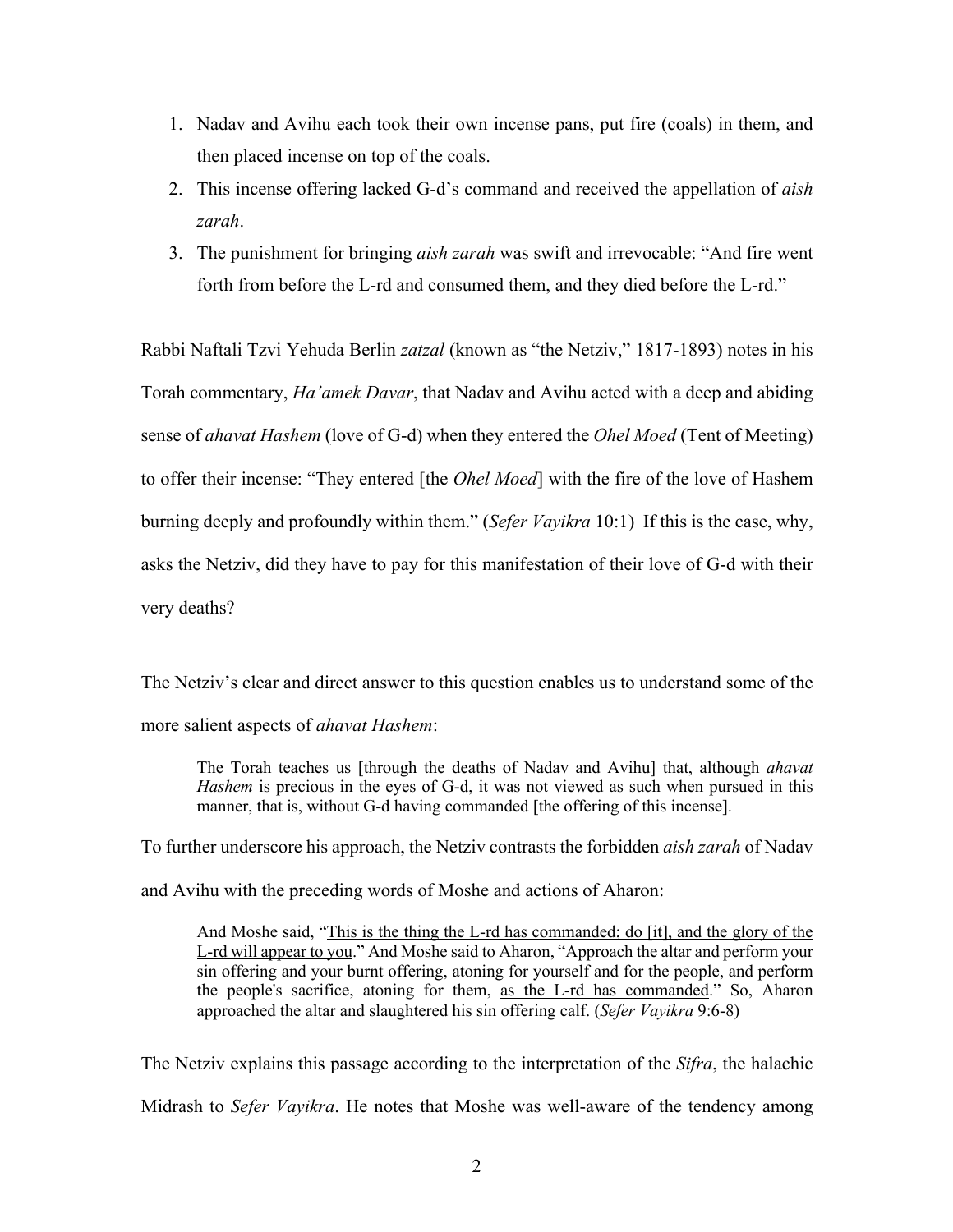1. Nadav and Avihu each took their own incense pans, put fire (coals) in them, and then placed incense on top of the coals.
2. This incense offering lacked G-d's command and received the appellation of *aish zarah*.
3. The punishment for bringing *aish zarah* was swift and irrevocable: "And fire went forth from before the L-rd and consumed them, and they died before the L-rd."

Rabbi Naftali Tzvi Yehuda Berlin *zatzal* (known as "the Netziv," 1817-1893) notes in his Torah commentary, *Ha'amek Davar*, that Nadav and Avihu acted with a deep and abiding sense of *ahavat Hashem* (love of G-d) when they entered the *Ohel Moed* (Tent of Meeting) to offer their incense: "They entered [the *Ohel Moed*] with the fire of the love of Hashem burning deeply and profoundly within them." (*Sefer Vayikra* 10:1) If this is the case, why, asks the Netziv, did they have to pay for this manifestation of their love of G-d with their very deaths?

The Netziv's clear and direct answer to this question enables us to understand some of the more salient aspects of *ahavat Hashem*:

> The Torah teaches us [through the deaths of Nadav and Avihu] that, although *ahavat Hashem* is precious in the eyes of G-d, it was not viewed as such when pursued in this manner, that is, without G-d having commanded [the offering of this incense].

To further underscore his approach, the Netziv contrasts the forbidden *aish zarah* of Nadav and Avihu with the preceding words of Moshe and actions of Aharon:

> And Moshe said, "<u>This is the thing the L-rd has commanded; do [it], and the glory of the L-rd will appear to you</u>." And Moshe said to Aharon, "Approach the altar and perform your sin offering and your burnt offering, atoning for yourself and for the people, and perform the people's sacrifice, atoning for them, <u>as the L-rd has commanded</u>." So, Aharon approached the altar and slaughtered his sin offering calf. (*Sefer Vayikra* 9:6-8)

The Netziv explains this passage according to the interpretation of the *Sifra*, the halachic Midrash to *Sefer Vayikra*. He notes that Moshe was well-aware of the tendency among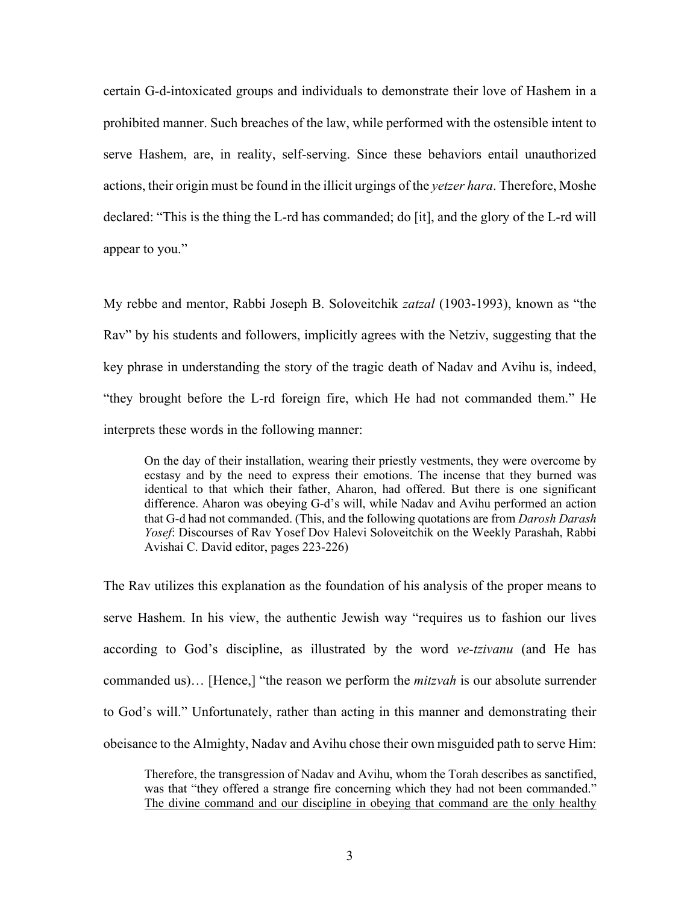certain G-d-intoxicated groups and individuals to demonstrate their love of Hashem in a prohibited manner. Such breaches of the law, while performed with the ostensible intent to serve Hashem, are, in reality, self-serving. Since these behaviors entail unauthorized actions, their origin must be found in the illicit urgings of the *yetzer hara*. Therefore, Moshe declared: "This is the thing the L-rd has commanded; do [it], and the glory of the L-rd will appear to you."

My rebbe and mentor, Rabbi Joseph B. Soloveitchik *zatzal* (1903-1993), known as "the Rav" by his students and followers, implicitly agrees with the Netziv, suggesting that the key phrase in understanding the story of the tragic death of Nadav and Avihu is, indeed, "they brought before the L-rd foreign fire, which He had not commanded them." He interprets these words in the following manner:

> On the day of their installation, wearing their priestly vestments, they were overcome by ecstasy and by the need to express their emotions. The incense that they burned was identical to that which their father, Aharon, had offered. But there is one significant difference. Aharon was obeying G-d's will, while Nadav and Avihu performed an action that G-d had not commanded. (This, and the following quotations are from *Darosh Darash Yosef*: Discourses of Rav Yosef Dov Halevi Soloveitchik on the Weekly Parashah, Rabbi Avishai C. David editor, pages 223-226)

The Rav utilizes this explanation as the foundation of his analysis of the proper means to serve Hashem. In his view, the authentic Jewish way "requires us to fashion our lives according to God's discipline, as illustrated by the word *ve-tzivanu* (and He has commanded us)… [Hence,] "the reason we perform the *mitzvah* is our absolute surrender to God's will." Unfortunately, rather than acting in this manner and demonstrating their obeisance to the Almighty, Nadav and Avihu chose their own misguided path to serve Him:

> Therefore, the transgression of Nadav and Avihu, whom the Torah describes as sanctified, was that "they offered a strange fire concerning which they had not been commanded." <u>The divine command and our discipline in obeying that command are the only healthy</u>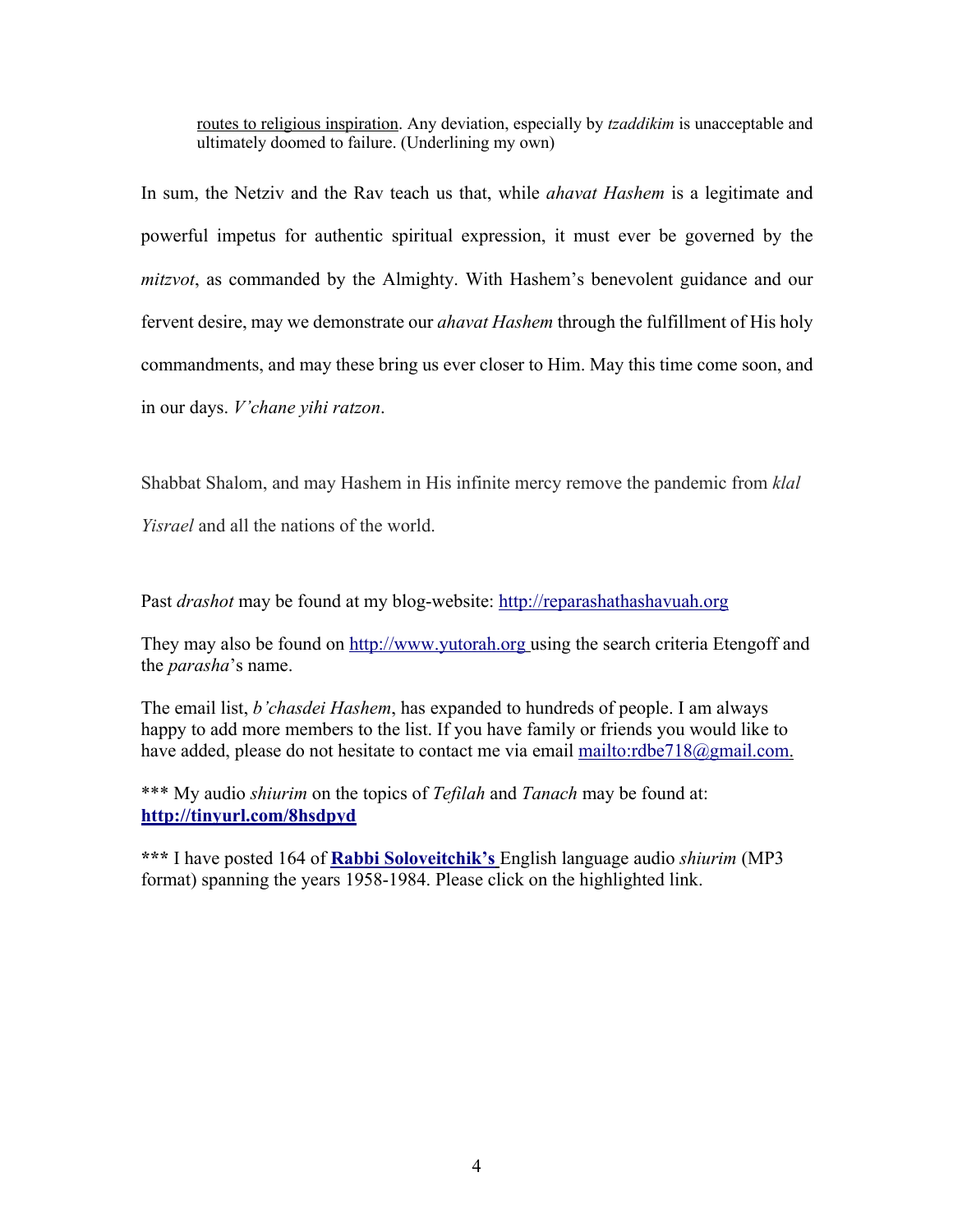> routes to religious inspiration. Any deviation, especially by *tzaddikim* is unacceptable and ultimately doomed to failure. (Underlining my own)

In sum, the Netziv and the Rav teach us that, while *ahavat Hashem* is a legitimate and powerful impetus for authentic spiritual expression, it must ever be governed by the *mitzvot*, as commanded by the Almighty. With Hashem's benevolent guidance and our fervent desire, may we demonstrate our *ahavat Hashem* through the fulfillment of His holy commandments, and may these bring us ever closer to Him. May this time come soon, and in our days. *V'chane yihi ratzon*.

Shabbat Shalom, and may Hashem in His infinite mercy remove the pandemic from *klal Yisrael* and all the nations of the world.

Past *drashot* may be found at my blog-website: http://reparashathashavuah.org

They may also be found on http://www.yutorah.org using the search criteria Etengoff and the *parasha*'s name.

The email list, *b'chasdei Hashem*, has expanded to hundreds of people. I am always happy to add more members to the list. If you have family or friends you would like to have added, please do not hesitate to contact me via email mailto:rdbe718@gmail.com.

*** My audio *shiurim* on the topics of *Tefilah* and *Tanach* may be found at: **http://tinyurl.com/8hsdpyd**

*** I have posted 164 of **Rabbi Soloveitchik's** English language audio *shiurim* (MP3 format) spanning the years 1958-1984. Please click on the highlighted link.